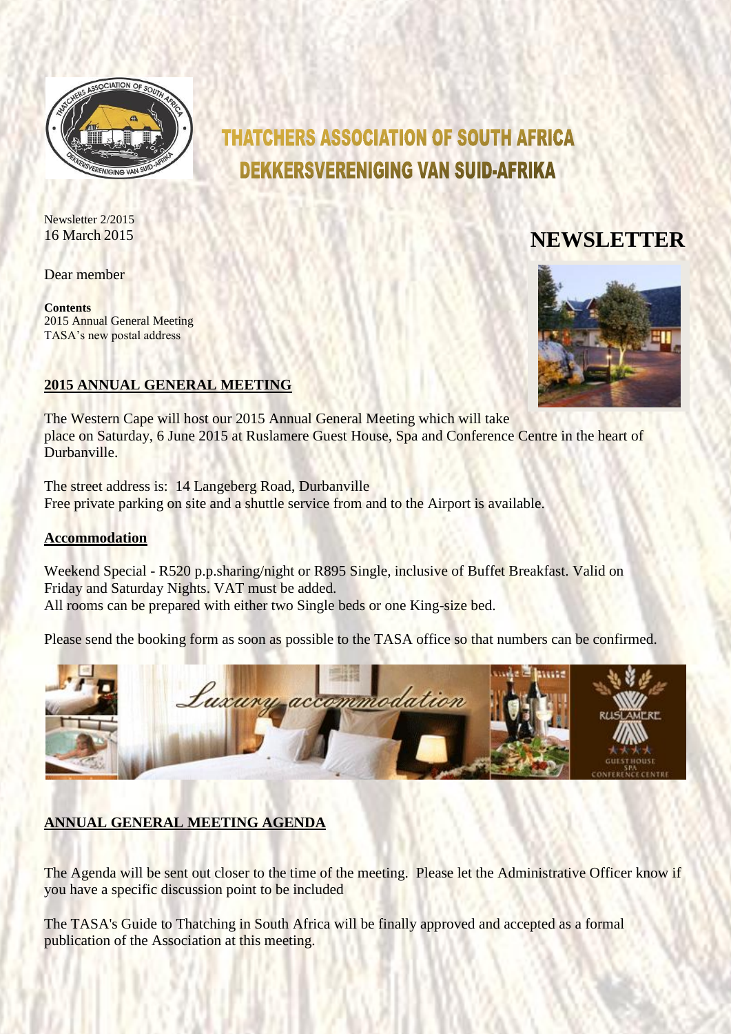# THATCHERS ASSOCIATION OF SOUTH AFRICA
# DEKKERSVERENIGING VAN SUID-AFRIKA

Newsletter 2/2015
16 March 2015

## NEWSLETTER

Dear member

**Contents**
2015 Annual General Meeting
TASA's new postal address

## 2015 ANNUAL GENERAL MEETING

The Western Cape will host our 2015 Annual General Meeting which will take place on Saturday, 6 June 2015 at Ruslamere Guest House, Spa and Conference Centre in the heart of Durbanville.

The street address is: 14 Langeberg Road, Durbanville
Free private parking on site and a shuttle service from and to the Airport is available.

### Accommodation

Weekend Special - R520 p.p.sharing/night or R895 Single, inclusive of Buffet Breakfast. Valid on Friday and Saturday Nights. VAT must be added.
All rooms can be prepared with either two Single beds or one King-size bed.

Please send the booking form as soon as possible to the TASA office so that numbers can be confirmed.

## ANNUAL GENERAL MEETING AGENDA

The Agenda will be sent out closer to the time of the meeting. Please let the Administrative Officer know if you have a specific discussion point to be included

The TASA's Guide to Thatching in South Africa will be finally approved and accepted as a formal publication of the Association at this meeting.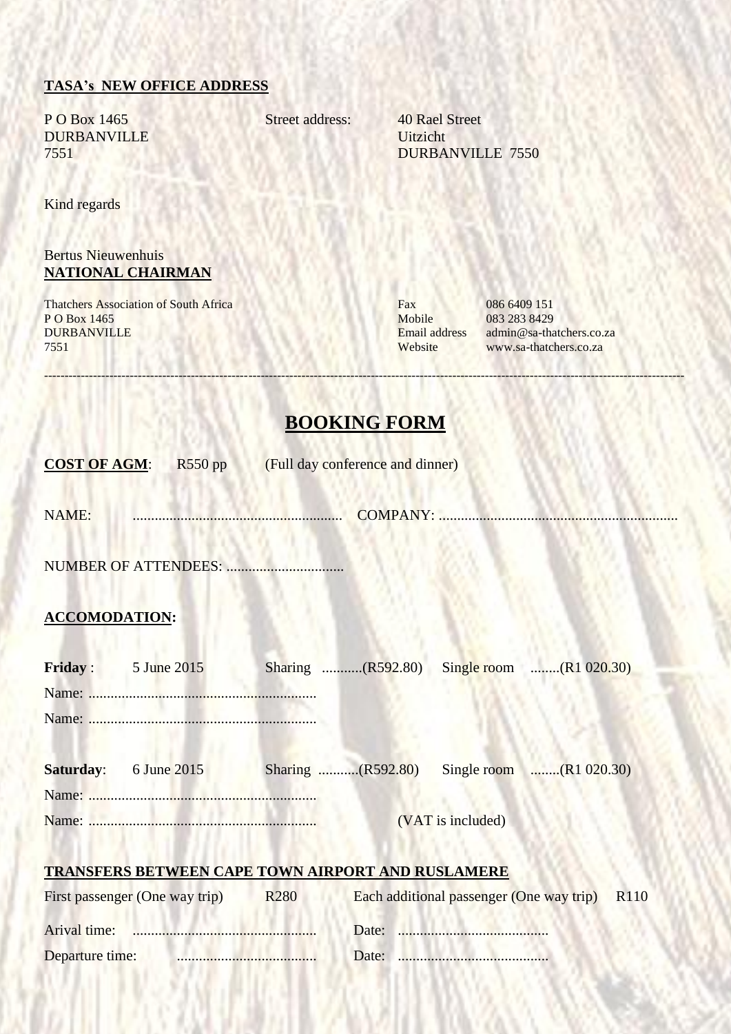**TASA's NEW OFFICE ADDRESS**

P O Box 1465
DURBANVILLE
7551

Street address: 40 Rael Street
Uitzicht
DURBANVILLE 7550

Kind regards

Bertus Nieuwenhuis
**NATIONAL CHAIRMAN**

Thatchers Association of South Africa
P O Box 1465
DURBANVILLE
7551

Fax 086 6409 151
Mobile 083 283 8429
Email address admin@sa-thatchers.co.za
Website www.sa-thatchers.co.za

---

# BOOKING FORM

**COST OF AGM**: R550 pp (Full day conference and dinner)

NAME: ......................................................... COMPANY: ...............................................................

NUMBER OF ATTENDEES: ................................

**ACCOMODATION:**

**Friday** : 5 June 2015 Sharing ...........(R592.80) Single room ........(R1 020.30)

Name: .............................................................

Name: .............................................................

**Saturday**: 6 June 2015 Sharing ...........(R592.80) Single room ........(R1 020.30)

Name: .............................................................

Name: ............................................................. (VAT is included)

**TRANSFERS BETWEEN CAPE TOWN AIRPORT AND RUSLAMERE**

First passenger (One way trip) R280 Each additional passenger (One way trip) R110

Arival time: ................................................. Date: .........................................

Departure time: ...................................... Date: .........................................